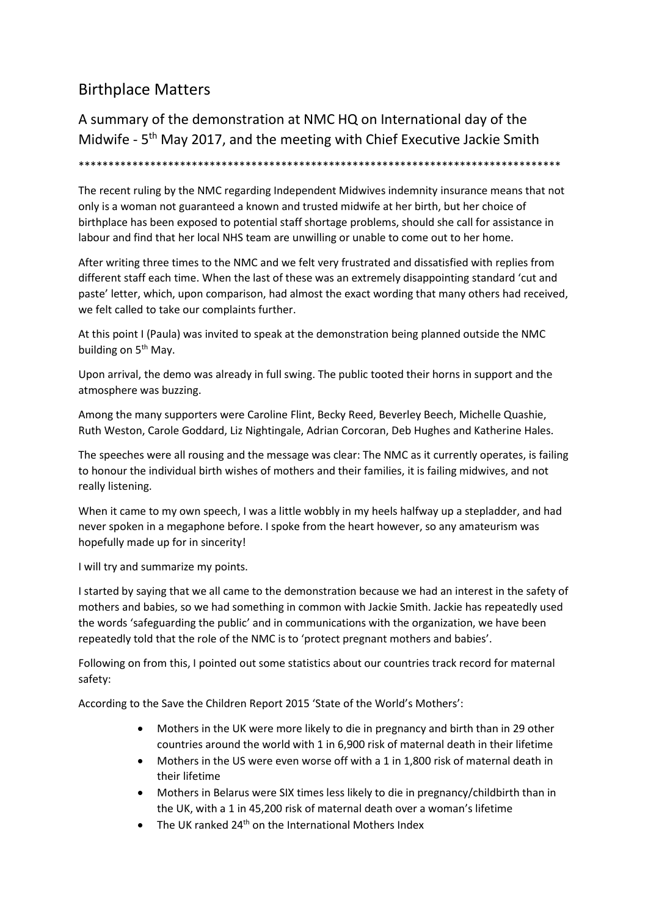# Birthplace Matters

## A summary of the demonstration at NMC HQ on International day of the Midwife - 5th May 2017, and the meeting with Chief Executive Jackie Smith

*********************************************************************************

The recent ruling by the NMC regarding Independent Midwives indemnity insurance means that not only is a woman not guaranteed a known and trusted midwife at her birth, but her choice of birthplace has been exposed to potential staff shortage problems, should she call for assistance in labour and find that her local NHS team are unwilling or unable to come out to her home.

After writing three times to the NMC and we felt very frustrated and dissatisfied with replies from different staff each time. When the last of these was an extremely disappointing standard 'cut and paste' letter, which, upon comparison, had almost the exact wording that many others had received, we felt called to take our complaints further.

At this point I (Paula) was invited to speak at the demonstration being planned outside the NMC building on 5th May.

Upon arrival, the demo was already in full swing. The public tooted their horns in support and the atmosphere was buzzing.

Among the many supporters were Caroline Flint, Becky Reed, Beverley Beech, Michelle Quashie, Ruth Weston, Carole Goddard, Liz Nightingale, Adrian Corcoran, Deb Hughes and Katherine Hales.

The speeches were all rousing and the message was clear: The NMC as it currently operates, is failing to honour the individual birth wishes of mothers and their families, it is failing midwives, and not really listening.

When it came to my own speech, I was a little wobbly in my heels halfway up a stepladder, and had never spoken in a megaphone before. I spoke from the heart however, so any amateurism was hopefully made up for in sincerity!

I will try and summarize my points.

I started by saying that we all came to the demonstration because we had an interest in the safety of mothers and babies, so we had something in common with Jackie Smith. Jackie has repeatedly used the words 'safeguarding the public' and in communications with the organization, we have been repeatedly told that the role of the NMC is to 'protect pregnant mothers and babies'.

Following on from this, I pointed out some statistics about our countries track record for maternal safety:

According to the Save the Children Report 2015 'State of the World's Mothers':

- Mothers in the UK were more likely to die in pregnancy and birth than in 29 other countries around the world with 1 in 6,900 risk of maternal death in their lifetime
- Mothers in the US were even worse off with a 1 in 1,800 risk of maternal death in their lifetime
- Mothers in Belarus were SIX times less likely to die in pregnancy/childbirth than in the UK, with a 1 in 45,200 risk of maternal death over a woman's lifetime
- The UK ranked 24th on the International Mothers Index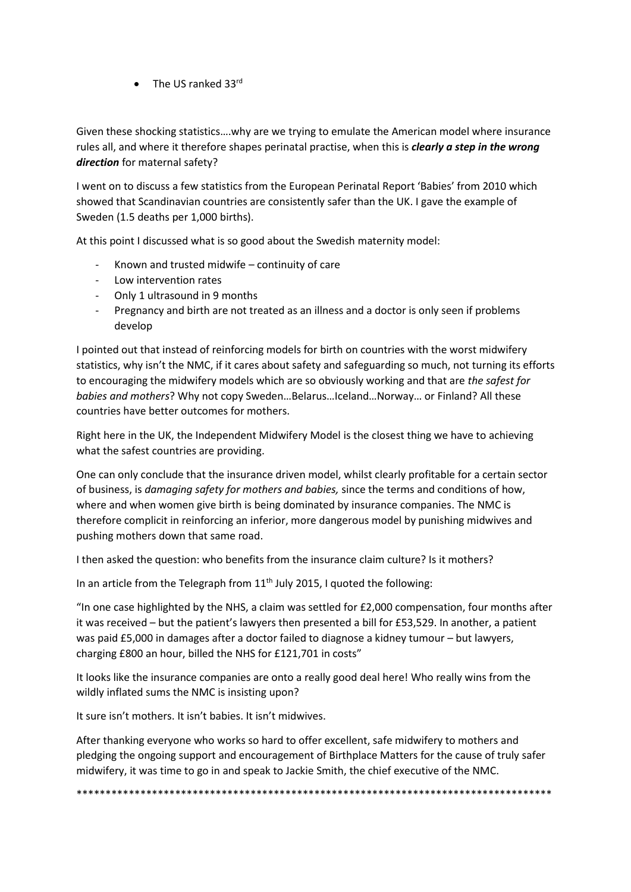- The US ranked 33rd

Given these shocking statistics….why are we trying to emulate the American model where insurance rules all, and where it therefore shapes perinatal practise, when this is ***clearly a step in the wrong direction*** for maternal safety?

I went on to discuss a few statistics from the European Perinatal Report 'Babies' from 2010 which showed that Scandinavian countries are consistently safer than the UK. I gave the example of Sweden (1.5 deaths per 1,000 births).

At this point I discussed what is so good about the Swedish maternity model:

- Known and trusted midwife – continuity of care
- Low intervention rates
- Only 1 ultrasound in 9 months
- Pregnancy and birth are not treated as an illness and a doctor is only seen if problems develop

I pointed out that instead of reinforcing models for birth on countries with the worst midwifery statistics, why isn't the NMC, if it cares about safety and safeguarding so much, not turning its efforts to encouraging the midwifery models which are so obviously working and that are *the safest for babies and mothers*? Why not copy Sweden…Belarus…Iceland…Norway… or Finland? All these countries have better outcomes for mothers.

Right here in the UK, the Independent Midwifery Model is the closest thing we have to achieving what the safest countries are providing.

One can only conclude that the insurance driven model, whilst clearly profitable for a certain sector of business, is *damaging safety for mothers and babies,* since the terms and conditions of how, where and when women give birth is being dominated by insurance companies. The NMC is therefore complicit in reinforcing an inferior, more dangerous model by punishing midwives and pushing mothers down that same road.

I then asked the question: who benefits from the insurance claim culture? Is it mothers?

In an article from the Telegraph from 11th July 2015, I quoted the following:

"In one case highlighted by the NHS, a claim was settled for £2,000 compensation, four months after it was received – but the patient's lawyers then presented a bill for £53,529. In another, a patient was paid £5,000 in damages after a doctor failed to diagnose a kidney tumour – but lawyers, charging £800 an hour, billed the NHS for £121,701 in costs"

It looks like the insurance companies are onto a really good deal here! Who really wins from the wildly inflated sums the NMC is insisting upon?

It sure isn't mothers. It isn't babies. It isn't midwives.

After thanking everyone who works so hard to offer excellent, safe midwifery to mothers and pledging the ongoing support and encouragement of Birthplace Matters for the cause of truly safer midwifery, it was time to go in and speak to Jackie Smith, the chief executive of the NMC.

************************************************************************************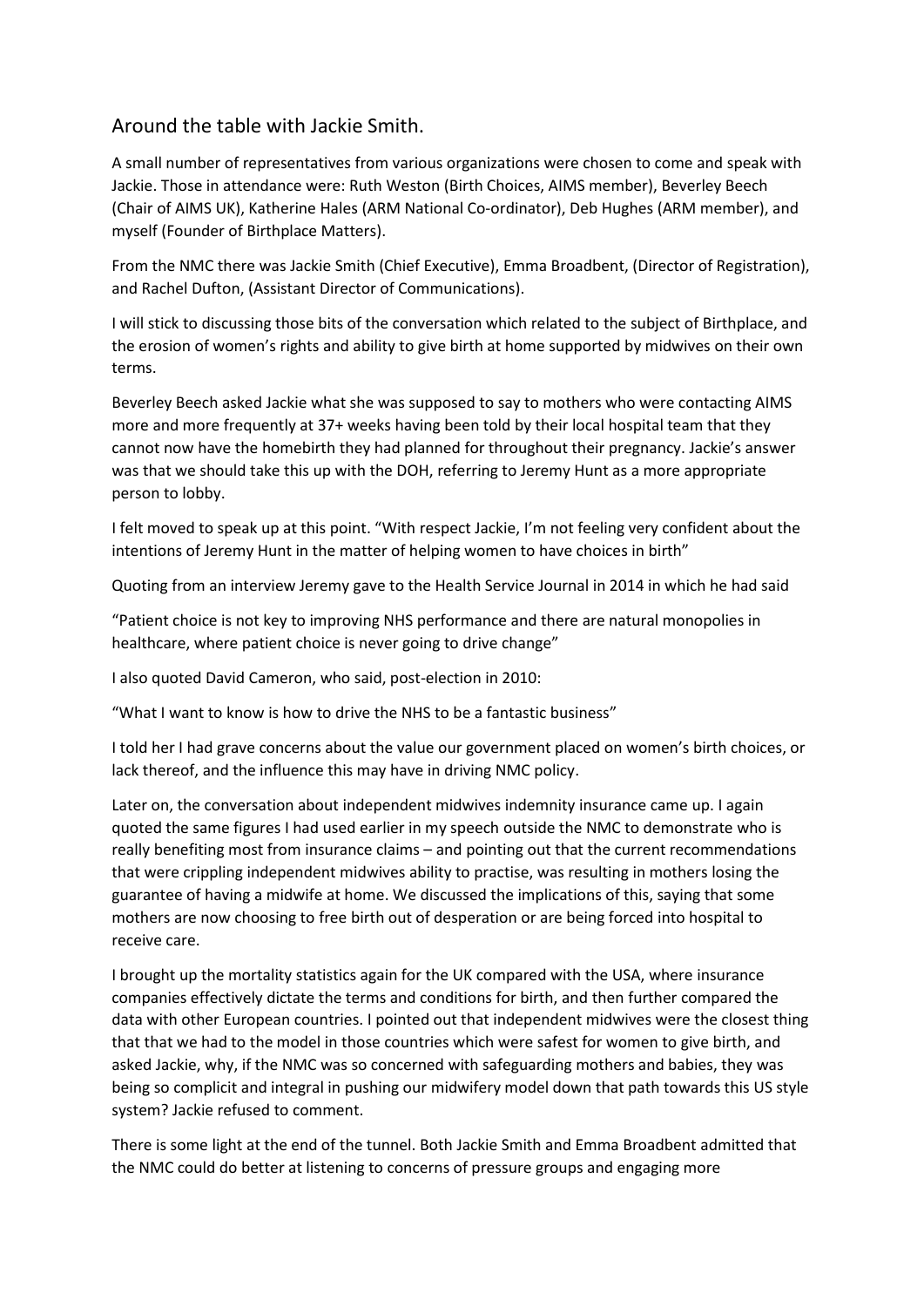## Around the table with Jackie Smith.

A small number of representatives from various organizations were chosen to come and speak with Jackie. Those in attendance were: Ruth Weston (Birth Choices, AIMS member), Beverley Beech (Chair of AIMS UK), Katherine Hales (ARM National Co-ordinator), Deb Hughes (ARM member), and myself (Founder of Birthplace Matters).

From the NMC there was Jackie Smith (Chief Executive), Emma Broadbent, (Director of Registration), and Rachel Dufton, (Assistant Director of Communications).

I will stick to discussing those bits of the conversation which related to the subject of Birthplace, and the erosion of women's rights and ability to give birth at home supported by midwives on their own terms.

Beverley Beech asked Jackie what she was supposed to say to mothers who were contacting AIMS more and more frequently at 37+ weeks having been told by their local hospital team that they cannot now have the homebirth they had planned for throughout their pregnancy. Jackie's answer was that we should take this up with the DOH, referring to Jeremy Hunt as a more appropriate person to lobby.

I felt moved to speak up at this point. "With respect Jackie, I'm not feeling very confident about the intentions of Jeremy Hunt in the matter of helping women to have choices in birth"

Quoting from an interview Jeremy gave to the Health Service Journal in 2014 in which he had said

"Patient choice is not key to improving NHS performance and there are natural monopolies in healthcare, where patient choice is never going to drive change"

I also quoted David Cameron, who said, post-election in 2010:

"What I want to know is how to drive the NHS to be a fantastic business"

I told her I had grave concerns about the value our government placed on women's birth choices, or lack thereof, and the influence this may have in driving NMC policy.

Later on, the conversation about independent midwives indemnity insurance came up. I again quoted the same figures I had used earlier in my speech outside the NMC to demonstrate who is really benefiting most from insurance claims – and pointing out that the current recommendations that were crippling independent midwives ability to practise, was resulting in mothers losing the guarantee of having a midwife at home. We discussed the implications of this, saying that some mothers are now choosing to free birth out of desperation or are being forced into hospital to receive care.

I brought up the mortality statistics again for the UK compared with the USA, where insurance companies effectively dictate the terms and conditions for birth, and then further compared the data with other European countries. I pointed out that independent midwives were the closest thing that that we had to the model in those countries which were safest for women to give birth, and asked Jackie, why, if the NMC was so concerned with safeguarding mothers and babies, they was being so complicit and integral in pushing our midwifery model down that path towards this US style system? Jackie refused to comment.

There is some light at the end of the tunnel. Both Jackie Smith and Emma Broadbent admitted that the NMC could do better at listening to concerns of pressure groups and engaging more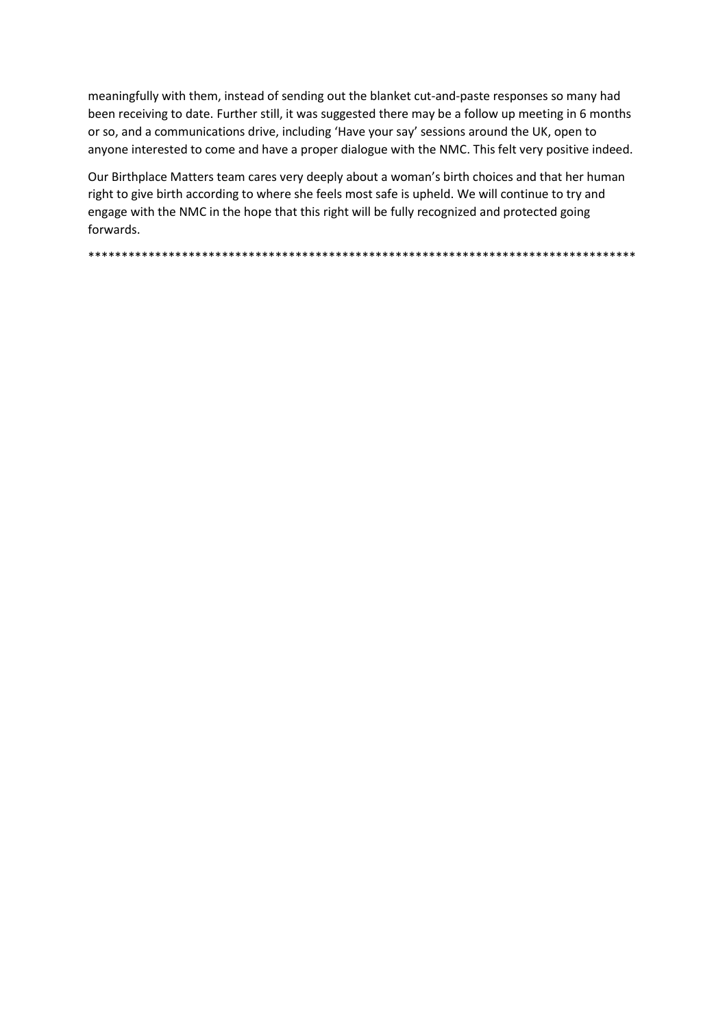meaningfully with them, instead of sending out the blanket cut-and-paste responses so many had been receiving to date. Further still, it was suggested there may be a follow up meeting in 6 months or so, and a communications drive, including 'Have your say' sessions around the UK, open to anyone interested to come and have a proper dialogue with the NMC. This felt very positive indeed.

Our Birthplace Matters team cares very deeply about a woman's birth choices and that her human right to give birth according to where she feels most safe is upheld. We will continue to try and engage with the NMC in the hope that this right will be fully recognized and protected going forwards.

************************************************************************************